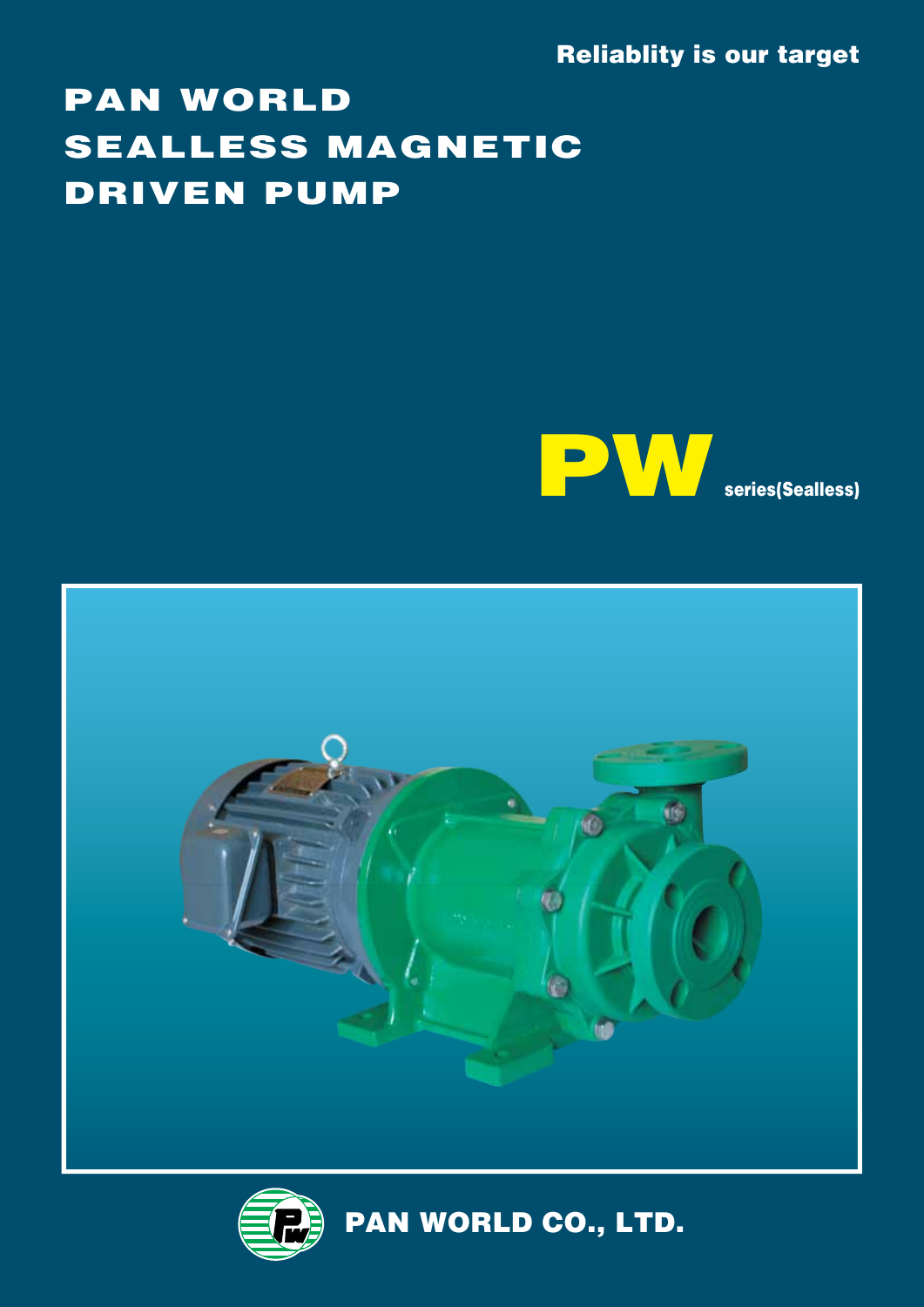Reliablity is our target

# PAN WORLD SEALLESS MAGNETIC DRIVEN PUMP

## PW series(Sealless)

**PAN WORLD CO., LTD.**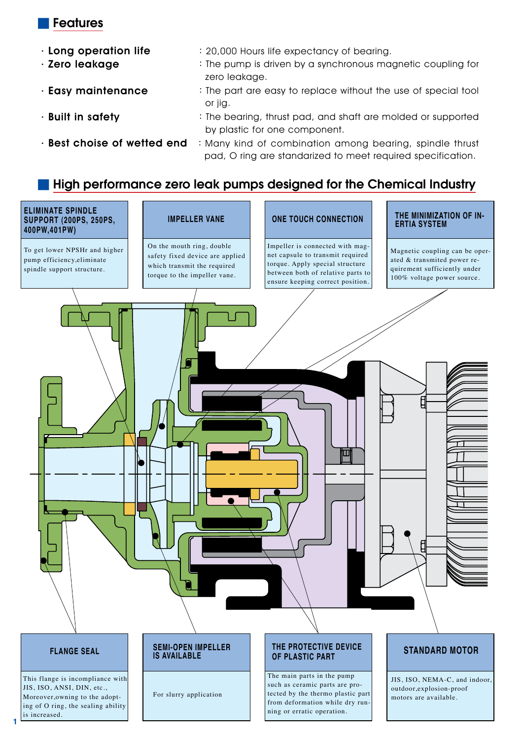## Features

- **Long operation life** : 20,000 Hours life expectancy of bearing.
- **Zero leakage** : The pump is driven by a synchronous magnetic coupling for zero leakage.
- **Easy maintenance** : The part are easy to replace without the use of special tool or jig.
- **Built in safety** : The bearing, thrust pad, and shaft are molded or supported by plastic for one component.
- **Best choise of wetted end** : Many kind of combination among bearing, spindle thrust pad, O ring are standarized to meet required specification.

## High performance zero leak pumps designed for the Chemical Industry

**ELIMINATE SPINDLE SUPPORT (200PS, 250PS, 400PW,401PW)**

To get lower NPSHr and higher pump efficiency,eliminate spindle support structure.

**IMPELLER VANE**

On the mouth ring, double safety fixed device are applied which transmit the required torque to the impeller vane.

**ONE TOUCH CONNECTION**

Impeller is connected with magnet capsule to transmit required torque. Apply special structure between both of relative parts to ensure keeping correct position.

**THE MINIMIZATION OF INERTIA SYSTEM**

Magnetic coupling can be operated & transmited power requirement sufficiently under 100% voltage power source.

**FLANGE SEAL**

This flange is incompliance with JIS, ISO, ANSI, DIN, etc., Moreover,owning to the adopting of O ring, the sealing ability is increased.

**SEMI-OPEN IMPELLER IS AVAILABLE**

For slurry application

**THE PROTECTIVE DEVICE OF PLASTIC PART**

The main parts in the pump such as ceramic parts are protected by the thermo plastic part from deformation while dry running or erratic operation.

**STANDARD MOTOR**

JIS, ISO, NEMA-C, and indoor, outdoor,explosion-proof motors are available.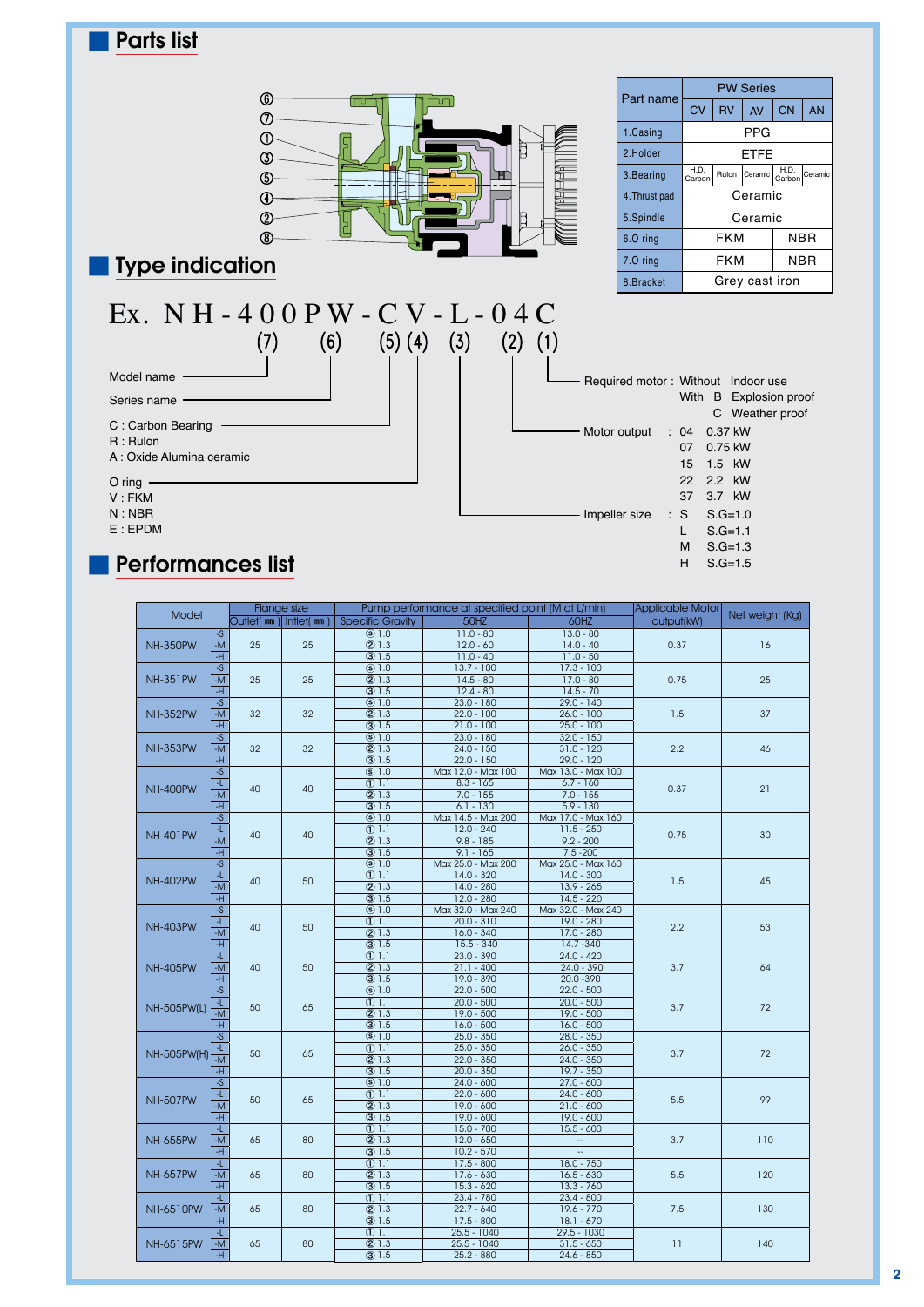## Parts list

| Part name | PW Series | | | | |
|---|---|---|---|---|---|
| | CV | RV | AV | CN | AN |
| 1.Casing | PPG | | | | |
| 2.Holder | ETFE | | | | |
| 3.Bearing | H.D. Carbon | Rulon | Ceramic | H.D. Carbon | Ceramic |
| 4.Thrust pad | Ceramic | | | | |
| 5.Spindle | Ceramic | | | | |
| 6.O ring | FKM | | | NBR | |
| 7.O ring | FKM | | | NBR | |
| 8.Bracket | Grey cast iron | | | | |

## Type indication

Ex. NH-400PW-CV-L-04C

(7) (6) (5)(4) (3) (2) (1)

- (7) Model name
- (6) Series name
- (5) C : Carbon Bearing
  R : Rulon
  A : Oxide Alumina ceramic
- (4) O ring
  V : FKM
  N : NBR
  E : EPDM
- (3) Impeller size : S S.G=1.0, L S.G=1.1, M S.G=1.3, H S.G=1.5
- (2) Motor output : 04 0.37 kW, 07 0.75 kW, 15 1.5 kW, 22 2.2 kW, 37 3.7 kW
- (1) Required motor : Without Indoor use; With B Explosion proof; C Weather proof

## Performances list

| Model | | Flange size Outlet(mm) | Flange size Inlet(mm) | Specific Gravity | Pump performance at specified point (M at L/min) 50HZ | 60HZ | Applicable Motor output(kW) | Net weight (Kg) |
|---|---|---|---|---|---|---|---|---|
| NH-350PW | -S | 25 | 25 | ⓢ 1.0 | 11.0 - 80 | 13.0 - 80 | 0.37 | 16 |
| | -M | | | ② 1.3 | 12.0 - 60 | 14.0 - 40 | | |
| | -H | | | ③ 1.5 | 11.0 - 40 | 11.0 - 50 | | |
| NH-351PW | -S | 25 | 25 | ⓢ 1.0 | 13.7 - 100 | 17.3 - 100 | 0.75 | 25 |
| | -M | | | ② 1.3 | 14.5 - 80 | 17.0 - 80 | | |
| | -H | | | ③ 1.5 | 12.4 - 80 | 14.5 - 70 | | |
| NH-352PW | -S | 32 | 32 | ⓢ 1.0 | 23.0 - 180 | 29.0 - 140 | 1.5 | 37 |
| | -M | | | ② 1.3 | 22.0 - 100 | 26.0 - 100 | | |
| | -H | | | ③ 1.5 | 21.0 - 100 | 25.0 - 100 | | |
| NH-353PW | -S | 32 | 32 | ⓢ 1.0 | 23.0 - 180 | 32.0 - 150 | 2.2 | 46 |
| | -M | | | ② 1.3 | 24.0 - 150 | 31.0 - 120 | | |
| | -H | | | ③ 1.5 | 22.0 - 150 | 29.0 - 120 | | |
| NH-400PW | -S | 40 | 40 | ⓢ 1.0 | Max 12.0 - Max 100 | Max 13.0 - Max 100 | 0.37 | 21 |
| | -L | | | ① 1.1 | 8.3 - 165 | 6.7 - 160 | | |
| | -M | | | ② 1.3 | 7.0 - 155 | 7.0 - 155 | | |
| | -H | | | ③ 1.5 | 6.1 - 130 | 5.9 - 130 | | |
| NH-401PW | -S | 40 | 40 | ⓢ 1.0 | Max 14.5 - Max 200 | Max 17.0 - Max 160 | 0.75 | 30 |
| | -L | | | ① 1.1 | 12.0 - 240 | 11.5 - 250 | | |
| | -M | | | ② 1.3 | 9.8 - 185 | 9.2 - 200 | | |
| | -H | | | ③ 1.5 | 9.1 - 165 | 7.5 - 200 | | |
| NH-402PW | -S | 40 | 50 | ⓢ 1.0 | Max 25.0 - Max 200 | Max 25.0 - Max 160 | 1.5 | 45 |
| | -L | | | ① 1.1 | 14.0 - 320 | 14.0 - 300 | | |
| | -M | | | ② 1.3 | 14.0 - 280 | 13.9 - 265 | | |
| | -H | | | ③ 1.5 | 12.0 - 280 | 14.5 - 220 | | |
| NH-403PW | -S | 40 | 50 | ⓢ 1.0 | Max 32.0 - Max 240 | Max 32.0 - Max 240 | 2.2 | 53 |
| | -L | | | ① 1.1 | 20.0 - 310 | 19.0 - 280 | | |
| | -M | | | ② 1.3 | 16.0 - 340 | 17.0 - 280 | | |
| | -H | | | ③ 1.5 | 15.5 - 340 | 14.7 -340 | | |
| NH-405PW | -L | 40 | 50 | ① 1.1 | 23.0 - 390 | 24.0 - 420 | 3.7 | 64 |
| | -M | | | ② 1.3 | 21.1 - 400 | 24.0 - 390 | | |
| | -H | | | ③ 1.5 | 19.0 - 390 | 20.0 -390 | | |
| NH-505PW(L) | -S | 50 | 65 | ⓢ 1.0 | 22.0 - 500 | 22.0 - 500 | 3.7 | 72 |
| | -L | | | ① 1.1 | 20.0 - 500 | 20.0 - 500 | | |
| | -M | | | ② 1.3 | 19.0 - 500 | 19.0 - 500 | | |
| | -H | | | ③ 1.5 | 16.0 - 500 | 16.0 - 500 | | |
| NH-505PW(H) | -S | 50 | 65 | ⓢ 1.0 | 25.0 - 350 | 28.0 - 350 | 3.7 | 72 |
| | -L | | | ① 1.1 | 25.0 - 350 | 26.0 - 350 | | |
| | -M | | | ② 1.3 | 22.0 - 350 | 24.0 - 350 | | |
| | -H | | | ③ 1.5 | 20.0 - 350 | 19.7 - 350 | | |
| NH-507PW | -S | 50 | 65 | ⓢ 1.0 | 24.0 - 600 | 27.0 - 600 | 5.5 | 99 |
| | -L | | | ① 1.1 | 22.0 - 600 | 24.0 - 600 | | |
| | -M | | | ② 1.3 | 19.0 - 600 | 21.0 - 600 | | |
| | -H | | | ③ 1.5 | 19.0 - 600 | 19.0 - 600 | | |
| NH-655PW | -L | 65 | 80 | ① 1.1 | 15.0 - 700 | 15.5 - 600 | 3.7 | 110 |
| | -M | | | ② 1.3 | 12.0 - 650 | -- | | |
| | -H | | | ③ 1.5 | 10.2 - 570 | -- | | |
| NH-657PW | -L | 65 | 80 | ① 1.1 | 17.5 - 800 | 18.0 - 750 | 5.5 | 120 |
| | -M | | | ② 1.3 | 17.6 - 630 | 16.5 - 630 | | |
| | -H | | | ③ 1.5 | 15.3 - 620 | 13.3 - 760 | | |
| NH-6510PW | -L | 65 | 80 | ① 1.1 | 23.4 - 780 | 23.4 - 800 | 7.5 | 130 |
| | -M | | | ② 1.3 | 22.7 - 640 | 19.6 - 770 | | |
| | -H | | | ③ 1.5 | 17.5 - 800 | 18.1 - 670 | | |
| NH-6515PW | -L | 65 | 80 | ① 1.1 | 25.5 - 1040 | 29.5 - 1030 | 11 | 140 |
| | -M | | | ② 1.3 | 25.5 - 1040 | 31.5 - 650 | | |
| | -H | | | ③ 1.5 | 25.2 - 880 | 24.6 - 850 | | |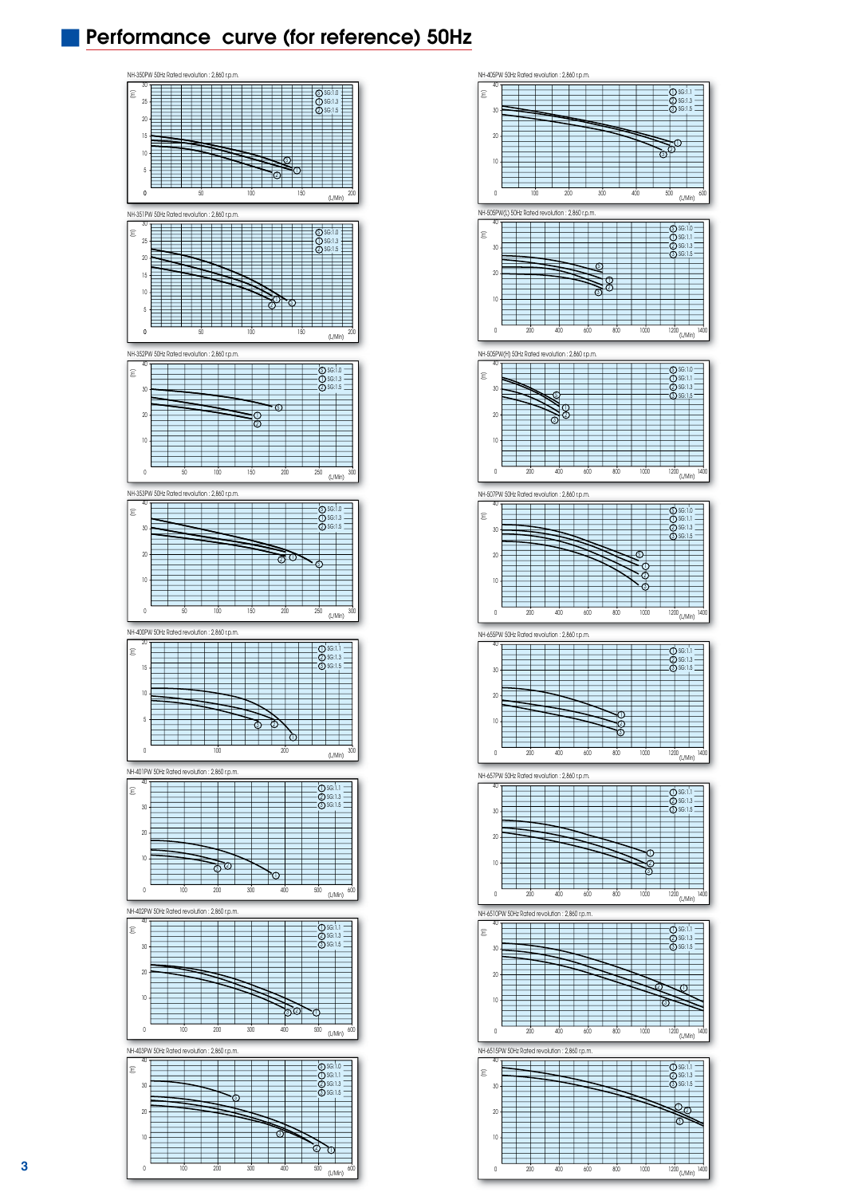## Performance curve (for reference) 50Hz

NH-350PW 50Hz Rated revolution : 2,860 r.p.m.

(m) 0–30; (L/Min) 0–200

⓪ SG:1.0
① SG:1.3
② SG:1.5

NH-351PW 50Hz Rated revolution : 2,860 r.p.m.

(m) 0–30; (L/Min) 0–200

⓪ SG:1.0
① SG:1.3
② SG:1.5

NH-352PW 50Hz Rated revolution : 2,860 r.p.m.

(m) 0–40; (L/Min) 0–300

⓪ SG:1.0
① SG:1.3
② SG:1.5

NH-353PW 50Hz Rated revolution : 2,860 r.p.m.

(m) 0–40; (L/Min) 0–300

⓪ SG:1.0
① SG:1.3
② SG:1.5

NH-400PW 50Hz Rated revolution : 2,860 r.p.m.

(m) 0–20; (L/Min) 0–300

① SG:1.1
② SG:1.3
③ SG:1.5

NH-401PW 50Hz Rated revolution : 2,860 r.p.m.

(m) 0–40; (L/Min) 0–600

① SG:1.1
② SG:1.3
③ SG:1.5

NH-402PW 50Hz Rated revolution : 2,860 r.p.m.

(m) 0–40; (L/Min) 0–600

① SG:1.1
② SG:1.3
③ SG:1.5

NH-403PW 50Hz Rated revolution : 2,860 r.p.m.

(m) 0–40; (L/Min) 0–600

⓪ SG:1.0
① SG:1.1
② SG:1.3
③ SG:1.5

NH-405PW 50Hz Rated revolution : 2,860 r.p.m.

(m) 0–40; (L/Min) 0–600

① SG:1.1
② SG:1.3
③ SG:1.5

NH-505PW(L) 50Hz Rated revolution : 2,860 r.p.m.

(m) 0–40; (L/Min) 0–1400

⓪ SG:1.0
① SG:1.1
② SG:1.3
③ SG:1.5

NH-505PW(H) 50Hz Rated revolution : 2,860 r.p.m.

(m) 0–40; (L/Min) 0–1400

⓪ SG:1.0
① SG:1.1
② SG:1.3
③ SG:1.5

NH-507PW 50Hz Rated revolution : 2,860 r.p.m.

(m) 0–40; (L/Min) 0–1400

⓪ SG:1.0
① SG:1.1
② SG:1.3
③ SG:1.5

NH-655PW 50Hz Rated revolution : 2,860 r.p.m.

(m) 0–40; (L/Min) 0–1400

① SG:1.1
② SG:1.3
③ SG:1.5

NH-657PW 50Hz Rated revolution : 2,860 r.p.m.

(m) 0–40; (L/Min) 0–1400

① SG:1.1
② SG:1.3
③ SG:1.5

NH-6510PW 50Hz Rated revolution : 2,860 r.p.m.

(m) 0–40; (L/Min) 0–1400

① SG:1.1
② SG:1.3
③ SG:1.5

NH-6515PW 50Hz Rated revolution : 2,860 r.p.m.

(m) 0–40; (L/Min) 0–1400

① SG:1.1
② SG:1.3
③ SG:1.5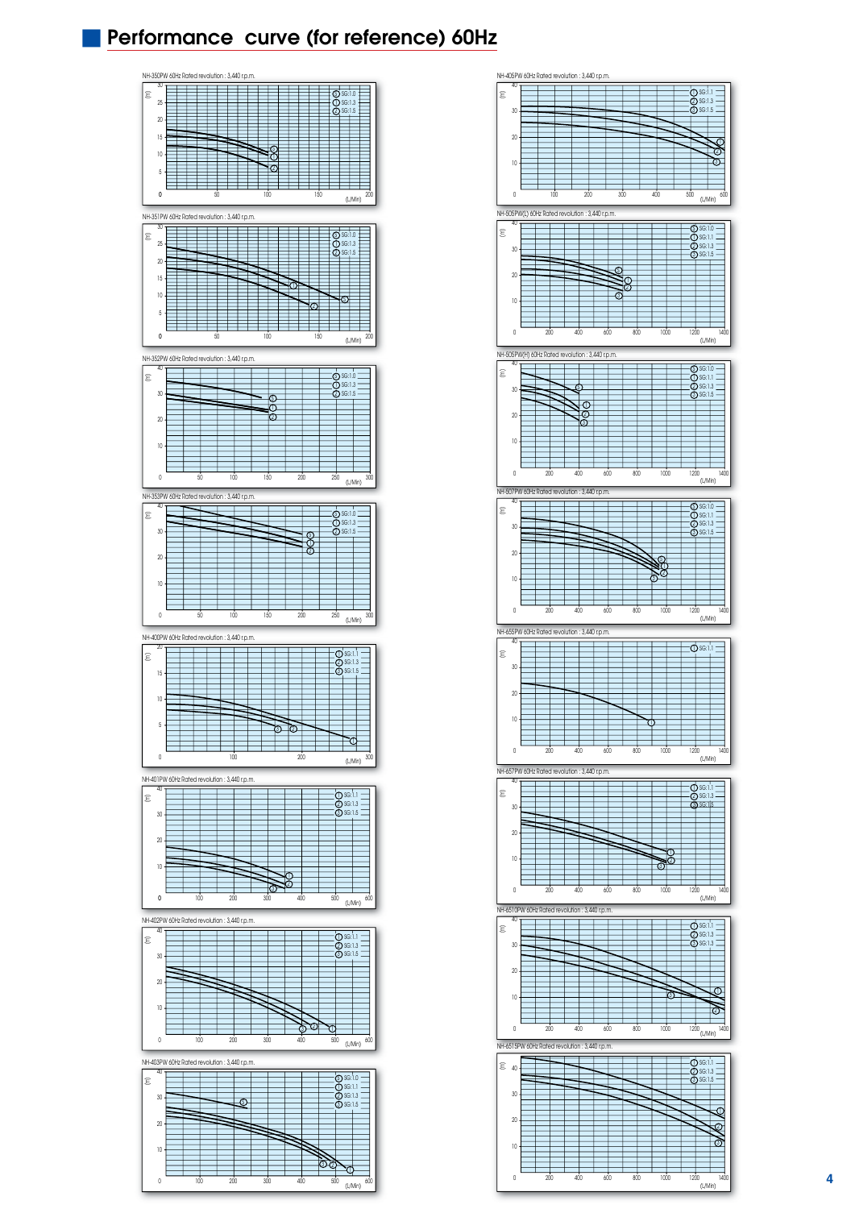## Performance curve (for reference) 60Hz

NH-350PW 60Hz Rated revolution : 3,440 r.p.m.

(m) — ⓪ SG:1.0, ① SG:1.3, ② SG:1.5 — (L/Min)

NH-351PW 60Hz Rated revolution : 3,440 r.p.m.

(m) — ⓪ SG:1.0, ① SG:1.3, ② SG:1.5 — (L/Min)

NH-352PW 60Hz Rated revolution : 3,440 r.p.m.

(m) — ⓪ SG:1.0, ① SG:1.3, ② SG:1.5 — (L/Min)

NH-353PW 60Hz Rated revolution : 3,440 r.p.m.

(m) — ⓪ SG:1.0, ① SG:1.3, ② SG:1.5 — (L/Min)

NH-400PW 60Hz Rated revolution : 3,440 r.p.m.

(m) — ① SG:1.1, ② SG:1.3, ③ SG:1.5 — (L/Min)

NH-401PW 60Hz Rated revolution : 3,440 r.p.m.

(m) — ① SG:1.1, ② SG:1.3, ③ SG:1.5 — (L/Min)

NH-402PW 60Hz Rated revolution : 3,440 r.p.m.

(m) — ① SG:1.1, ② SG:1.3, ③ SG:1.5 — (L/Min)

NH-403PW 60Hz Rated revolution : 3,440 r.p.m.

(m) — ⓪ SG:1.0, ① SG:1.1, ② SG:1.3, ③ SG:1.5 — (L/Min)

NH-405PW 60Hz Rated revolution : 3,440 r.p.m.

(m) — ① SG:1.1, ② SG:1.3, ③ SG:1.5 — (L/Min)

NH-505PW(L) 60Hz Rated revolution : 3,440 r.p.m.

(m) — ⓪ SG:1.0, ① SG:1.1, ② SG:1.3, ③ SG:1.5 — (L/Min)

NH-505PW(H) 60Hz Rated revolution : 3,440 r.p.m.

(m) — ⓪ SG:1.0, ① SG:1.1, ② SG:1.3, ③ SG:1.5 — (L/Min)

NH-507PW 60Hz Rated revolution : 3,440 r.p.m.

(m) — ⓪ SG:1.0, ① SG:1.1, ② SG:1.3, ③ SG:1.5 — (L/Min)

NH-655PW 60Hz Rated revolution : 3,440 r.p.m.

(m) — ① SG:1.1 — (L/Min)

NH-657PW 60Hz Rated revolution : 3,440 r.p.m.

(m) — ① SG:1.1, ② SG:1.3, ③ SG:1.5 — (L/Min)

NH-6510PW 60Hz Rated revolution : 3,440 r.p.m.

(m) — ① SG:1.1, ② SG:1.3, ③ SG:1.3 — (L/Min)

NH-6515PW 60Hz Rated revolution : 3,440 r.p.m.

(m) — ① SG:1.1, ② SG:1.3, ③ SG:1.5 — (L/Min)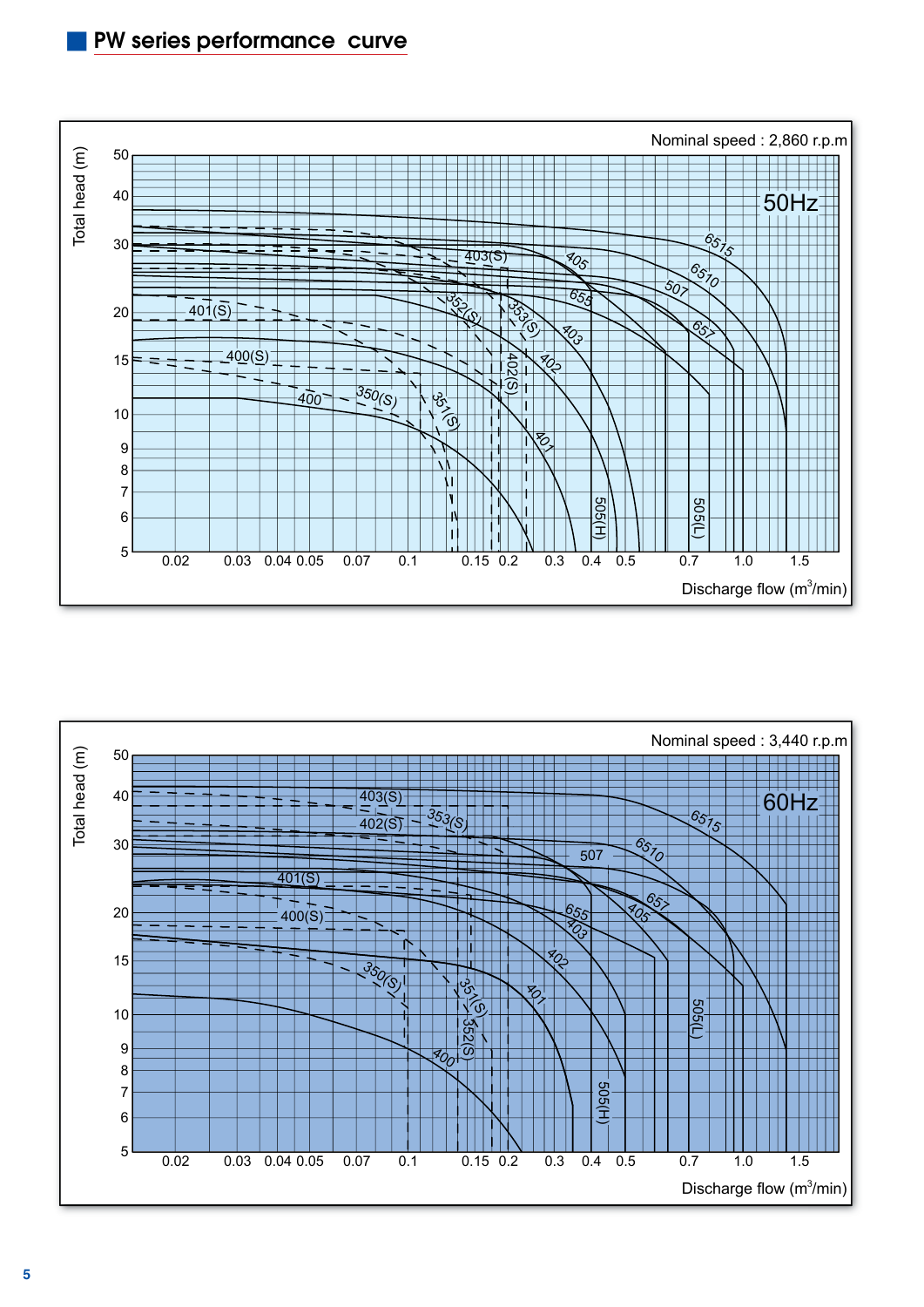## PW series performance curve

Nominal speed : 2,860 r.p.m

50Hz

Total head (m)

Discharge flow (m$^3$/min)

Nominal speed : 3,440 r.p.m

60Hz

Total head (m)

Discharge flow (m$^3$/min)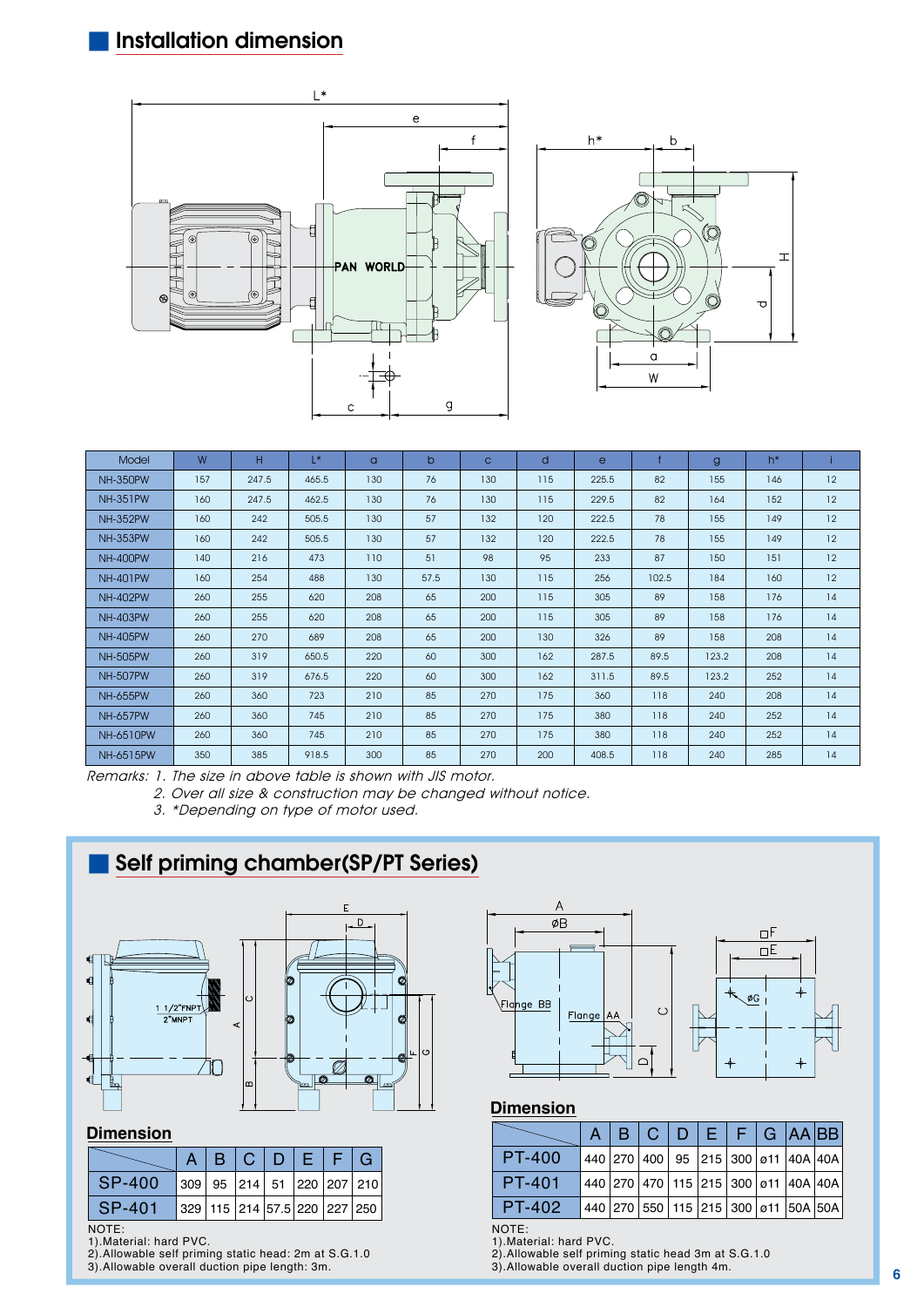## Installation dimension

| Model | W | H | L* | a | b | c | d | e | f | g | h* | i |
|---|---|---|---|---|---|---|---|---|---|---|---|---|
| NH-350PW | 157 | 247.5 | 465.5 | 130 | 76 | 130 | 115 | 225.5 | 82 | 155 | 146 | 12 |
| NH-351PW | 160 | 247.5 | 462.5 | 130 | 76 | 130 | 115 | 229.5 | 82 | 164 | 152 | 12 |
| NH-352PW | 160 | 242 | 505.5 | 130 | 57 | 132 | 120 | 222.5 | 78 | 155 | 149 | 12 |
| NH-353PW | 160 | 242 | 505.5 | 130 | 57 | 132 | 120 | 222.5 | 78 | 155 | 149 | 12 |
| NH-400PW | 140 | 216 | 473 | 110 | 51 | 98 | 95 | 233 | 87 | 150 | 151 | 12 |
| NH-401PW | 160 | 254 | 488 | 130 | 57.5 | 130 | 115 | 256 | 102.5 | 184 | 160 | 12 |
| NH-402PW | 260 | 255 | 620 | 208 | 65 | 200 | 115 | 305 | 89 | 158 | 176 | 14 |
| NH-403PW | 260 | 255 | 620 | 208 | 65 | 200 | 115 | 305 | 89 | 158 | 176 | 14 |
| NH-405PW | 260 | 270 | 689 | 208 | 65 | 200 | 130 | 326 | 89 | 158 | 208 | 14 |
| NH-505PW | 260 | 319 | 650.5 | 220 | 60 | 300 | 162 | 287.5 | 89.5 | 123.2 | 208 | 14 |
| NH-507PW | 260 | 319 | 676.5 | 220 | 60 | 300 | 162 | 311.5 | 89.5 | 123.2 | 252 | 14 |
| NH-655PW | 260 | 360 | 723 | 210 | 85 | 270 | 175 | 360 | 118 | 240 | 208 | 14 |
| NH-657PW | 260 | 360 | 745 | 210 | 85 | 270 | 175 | 380 | 118 | 240 | 252 | 14 |
| NH-6510PW | 260 | 360 | 745 | 210 | 85 | 270 | 175 | 380 | 118 | 240 | 252 | 14 |
| NH-6515PW | 350 | 385 | 918.5 | 300 | 85 | 270 | 200 | 408.5 | 118 | 240 | 285 | 14 |

*Remarks: 1. The size in above table is shown with JIS motor.*
*2. Over all size & construction may be changed without notice.*
*3. *Depending on type of motor used.*

## Self priming chamber(SP/PT Series)

### Dimension

| | A | B | C | D | E | F | G |
|---|---|---|---|---|---|---|---|
| SP-400 | 309 | 95 | 214 | 51 | 220 | 207 | 210 |
| SP-401 | 329 | 115 | 214 | 57.5 | 220 | 227 | 250 |

NOTE:
1).Material: hard PVC.
2).Allowable self priming static head: 2m at S.G.1.0
3).Allowable overall duction pipe length: 3m.

### Dimension

| | A | B | C | D | E | F | G | AA | BB |
|---|---|---|---|---|---|---|---|---|---|
| PT-400 | 440 | 270 | 400 | 95 | 215 | 300 | ø11 | 40A | 40A |
| PT-401 | 440 | 270 | 470 | 115 | 215 | 300 | ø11 | 40A | 40A |
| PT-402 | 440 | 270 | 550 | 115 | 215 | 300 | ø11 | 50A | 50A |

NOTE:
1).Material: hard PVC.
2).Allowable self priming static head 3m at S.G.1.0
3).Allowable overall duction pipe length 4m.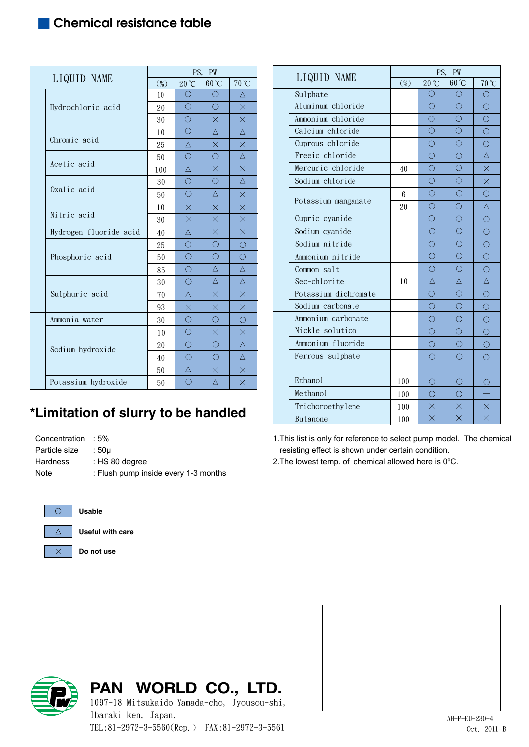## Chemical resistance table

| LIQUID NAME | (%) | PS, PW 20℃ | 60℃ | 70℃ |
|---|---|---|---|---|
| Hydrochloric acid | 10 | ○ | ○ | △ |
| | 20 | ○ | ○ | × |
| | 30 | ○ | × | × |
| Chromic acid | 10 | ○ | △ | △ |
| | 25 | △ | × | × |
| Acetic acid | 50 | ○ | ○ | △ |
| | 100 | △ | × | × |
| Oxalic acid | 30 | ○ | ○ | △ |
| | 50 | ○ | △ | × |
| Nitric acid | 10 | × | × | × |
| | 30 | × | × | × |
| Hydrogen fluoride acid | 40 | △ | × | × |
| Phosphoric acid | 25 | ○ | ○ | ○ |
| | 50 | ○ | ○ | ○ |
| | 85 | ○ | △ | △ |
| Sulphuric acid | 30 | ○ | △ | △ |
| | 70 | △ | × | × |
| | 93 | × | × | × |
| Ammonia water | 30 | ○ | ○ | ○ |
| Sodium hydroxide | 10 | ○ | × | × |
| | 20 | ○ | ○ | △ |
| | 40 | ○ | ○ | △ |
| | 50 | △ | × | × |
| Potassium hydroxide | 50 | ○ | △ | × |

| LIQUID NAME | (%) | PS, PW 20℃ | 60℃ | 70℃ |
|---|---|---|---|---|
| Sulphate | | ○ | ○ | ○ |
| Aluminum chloride | | ○ | ○ | ○ |
| Ammonium chloride | | ○ | ○ | ○ |
| Calcium chloride | | ○ | ○ | ○ |
| Cuprous chloride | | ○ | ○ | ○ |
| Freeic chloride | | ○ | ○ | △ |
| Mercuric chloride | 40 | ○ | ○ | × |
| Sodium chloride | | ○ | ○ | × |
| Potassium manganate | 6 | ○ | ○ | ○ |
| | 20 | ○ | ○ | △ |
| Cupric cyanide | | ○ | ○ | ○ |
| Sodium cyanide | | ○ | ○ | ○ |
| Sodium nitride | | ○ | ○ | ○ |
| Ammonium nitride | | ○ | ○ | ○ |
| Common salt | | ○ | ○ | ○ |
| Sec-chlorite | 10 | △ | △ | △ |
| Potassium dichromate | | ○ | ○ | ○ |
| Sodium carbonate | | ○ | ○ | ○ |
| Ammonium carbonate | | ○ | ○ | ○ |
| Nickle solution | | ○ | ○ | ○ |
| Ammonium fluoride | | ○ | ○ | ○ |
| Ferrous sulphate | -- | ○ | ○ | ○ |
| | | | | |
| Ethanol | 100 | ○ | ○ | ○ |
| Methanol | 100 | ○ | ○ | — |
| Trichoroethylene | 100 | × | × | × |
| Butanone | 100 | × | × | × |

1. This list is only for reference to select pump model. The chemical resisting effect is shown under certain condition.
2. The lowest temp. of chemical allowed here is 0ºC.

## *Limitation of slurry to be handled

Concentration : 5%
Particle size : 50μ
Hardness : HS 80 degree
Note : Flush pump inside every 1-3 months

| | |
|---|---|
| ○ | **Usable** |
| △ | **Useful with care** |
| × | **Do not use** |

**PAN WORLD CO., LTD.**
1097-18 Mitsukaido Yamada-cho, Jyousou-shi, Ibaraki-ken, Japan.
TEL:81-2972-3-5560(Rep.) FAX:81-2972-3-5561

AH-P-EU-230-4
Oct. 2011-B